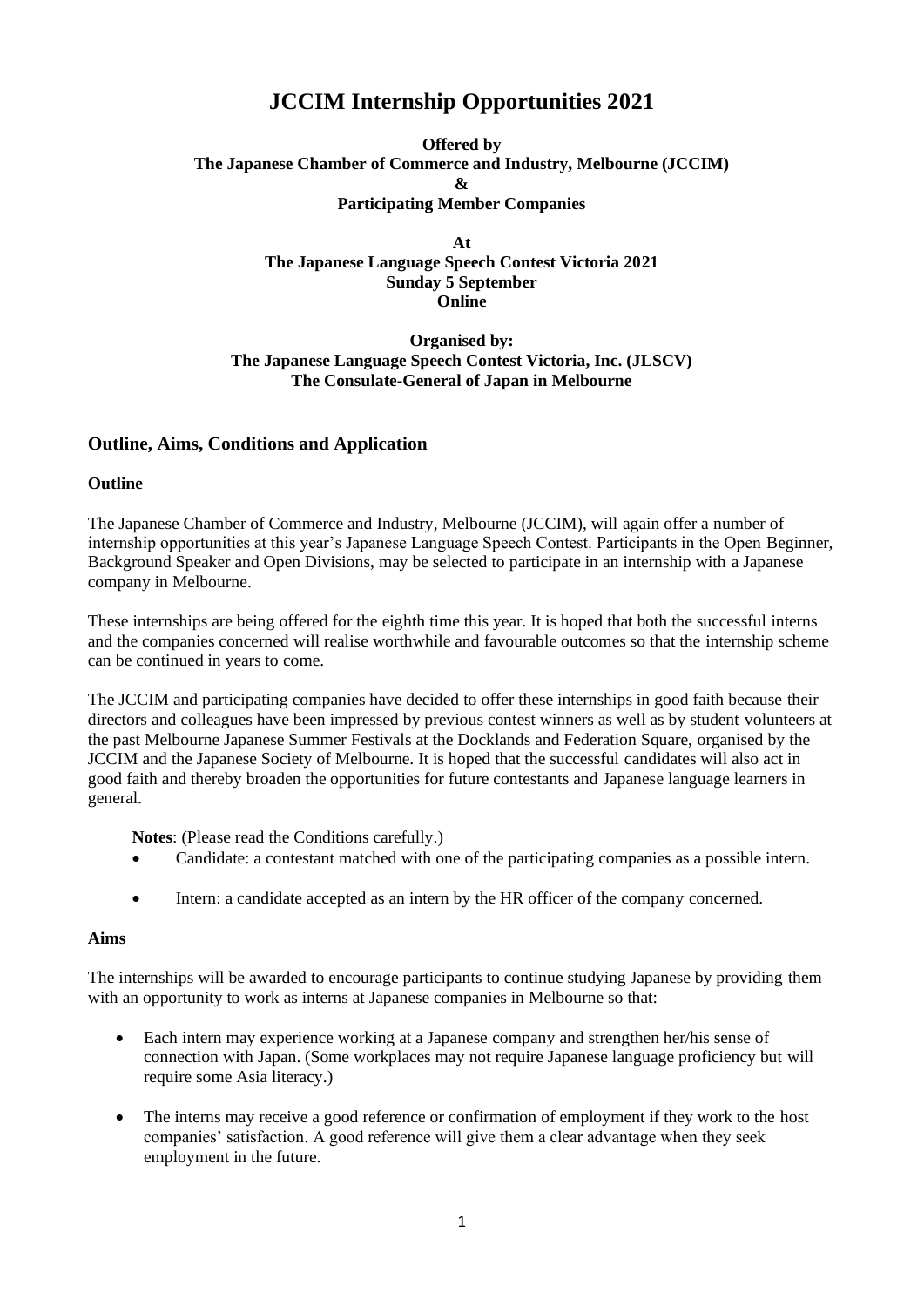# JCCIM Internship Opportunities 2021

**Offered by**
**The Japanese Chamber of Commerce and Industry, Melbourne (JCCIM)**
**&**
**Participating Member Companies**

**At**
**The Japanese Language Speech Contest Victoria 2021**
**Sunday 5 September**
**Online**

**Organised by:**
**The Japanese Language Speech Contest Victoria, Inc. (JLSCV)**
**The Consulate-General of Japan in Melbourne**

## Outline, Aims, Conditions and Application

### Outline

The Japanese Chamber of Commerce and Industry, Melbourne (JCCIM), will again offer a number of internship opportunities at this year's Japanese Language Speech Contest. Participants in the Open Beginner, Background Speaker and Open Divisions, may be selected to participate in an internship with a Japanese company in Melbourne.

These internships are being offered for the eighth time this year. It is hoped that both the successful interns and the companies concerned will realise worthwhile and favourable outcomes so that the internship scheme can be continued in years to come.

The JCCIM and participating companies have decided to offer these internships in good faith because their directors and colleagues have been impressed by previous contest winners as well as by student volunteers at the past Melbourne Japanese Summer Festivals at the Docklands and Federation Square, organised by the JCCIM and the Japanese Society of Melbourne. It is hoped that the successful candidates will also act in good faith and thereby broaden the opportunities for future contestants and Japanese language learners in general.

**Notes**: (Please read the Conditions carefully.)

- Candidate: a contestant matched with one of the participating companies as a possible intern.
- Intern: a candidate accepted as an intern by the HR officer of the company concerned.

### Aims

The internships will be awarded to encourage participants to continue studying Japanese by providing them with an opportunity to work as interns at Japanese companies in Melbourne so that:

- Each intern may experience working at a Japanese company and strengthen her/his sense of connection with Japan. (Some workplaces may not require Japanese language proficiency but will require some Asia literacy.)
- The interns may receive a good reference or confirmation of employment if they work to the host companies' satisfaction. A good reference will give them a clear advantage when they seek employment in the future.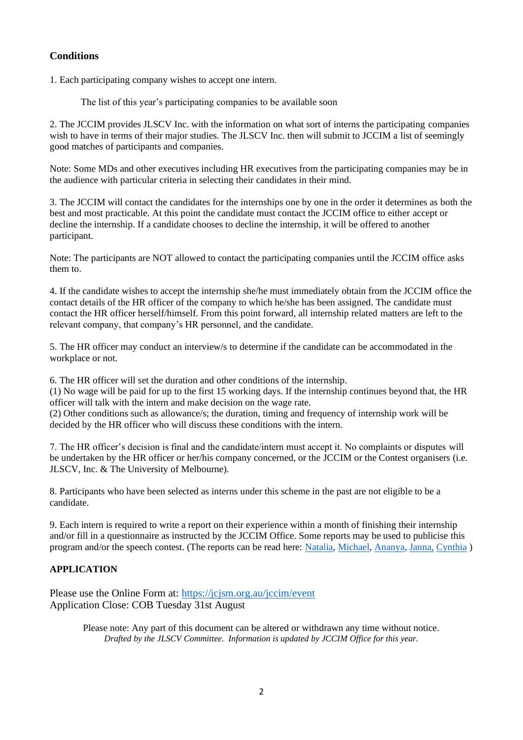## Conditions

1. Each participating company wishes to accept one intern.

   The list of this year's participating companies to be available soon

2. The JCCIM provides JLSCV Inc. with the information on what sort of interns the participating companies wish to have in terms of their major studies. The JLSCV Inc. then will submit to JCCIM a list of seemingly good matches of participants and companies.

Note: Some MDs and other executives including HR executives from the participating companies may be in the audience with particular criteria in selecting their candidates in their mind.

3. The JCCIM will contact the candidates for the internships one by one in the order it determines as both the best and most practicable. At this point the candidate must contact the JCCIM office to either accept or decline the internship. If a candidate chooses to decline the internship, it will be offered to another participant.

Note: The participants are NOT allowed to contact the participating companies until the JCCIM office asks them to.

4. If the candidate wishes to accept the internship she/he must immediately obtain from the JCCIM office the contact details of the HR officer of the company to which he/she has been assigned. The candidate must contact the HR officer herself/himself. From this point forward, all internship related matters are left to the relevant company, that company's HR personnel, and the candidate.

5. The HR officer may conduct an interview/s to determine if the candidate can be accommodated in the workplace or not.

6. The HR officer will set the duration and other conditions of the internship.
(1) No wage will be paid for up to the first 15 working days. If the internship continues beyond that, the HR officer will talk with the intern and make decision on the wage rate.
(2) Other conditions such as allowance/s; the duration, timing and frequency of internship work will be decided by the HR officer who will discuss these conditions with the intern.

7. The HR officer's decision is final and the candidate/intern must accept it. No complaints or disputes will be undertaken by the HR officer or her/his company concerned, or the JCCIM or the Contest organisers (i.e. JLSCV, Inc. & The University of Melbourne).

8. Participants who have been selected as interns under this scheme in the past are not eligible to be a candidate.

9. Each intern is required to write a report on their experience within a month of finishing their internship and/or fill in a questionnaire as instructed by the JCCIM Office. Some reports may be used to publicise this program and/or the speech contest. (The reports can be read here: Natalia, Michael, Ananya, Janna, Cynthia )

## APPLICATION

Please use the Online Form at: https://jcjsm.org.au/jccim/event
Application Close: COB Tuesday 31st August

Please note: Any part of this document can be altered or withdrawn any time without notice.
*Drafted by the JLSCV Committee. Information is updated by JCCIM Office for this year.*